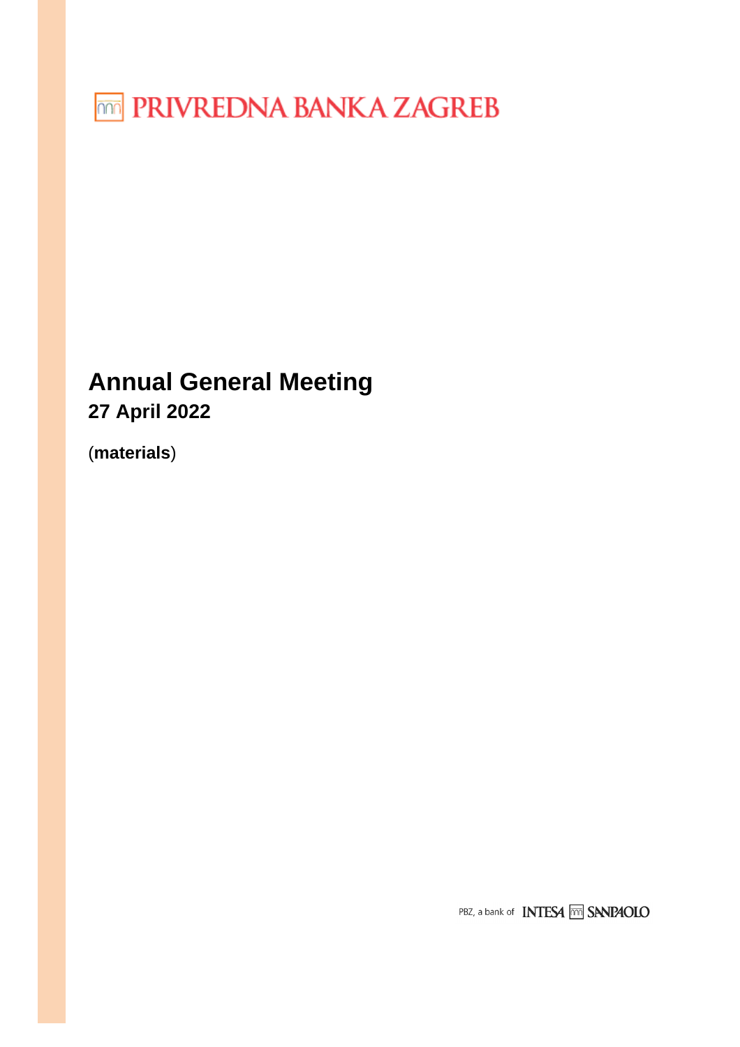PRIVREDNA BANKA ZAGREB

# Annual General Meeting

## 27 April 2022

(**materials**)

PBZ, a bank of INTESA SANPAOLO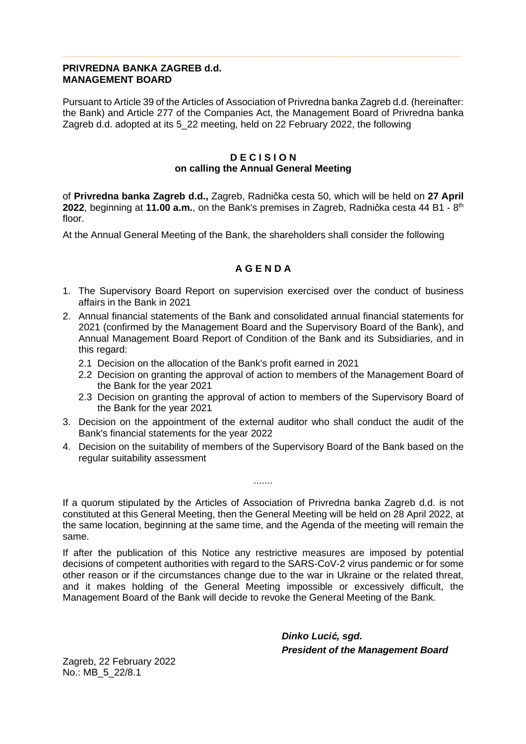**PRIVREDNA BANKA ZAGREB d.d.**
**MANAGEMENT BOARD**

Pursuant to Article 39 of the Articles of Association of Privredna banka Zagreb d.d. (hereinafter: the Bank) and Article 277 of the Companies Act, the Management Board of Privredna banka Zagreb d.d. adopted at its 5_22 meeting, held on 22 February 2022, the following

**D E C I S I O N**
**on calling the Annual General Meeting**

of **Privredna banka Zagreb d.d.,** Zagreb, Radnička cesta 50, which will be held on **27 April 2022**, beginning at **11.00 a.m.**, on the Bank's premises in Zagreb, Radnička cesta 44 B1 - 8th floor.

At the Annual General Meeting of the Bank, the shareholders shall consider the following

**A G E N D A**

1. The Supervisory Board Report on supervision exercised over the conduct of business affairs in the Bank in 2021
2. Annual financial statements of the Bank and consolidated annual financial statements for 2021 (confirmed by the Management Board and the Supervisory Board of the Bank), and Annual Management Board Report of Condition of the Bank and its Subsidiaries, and in this regard:
   - 2.1 Decision on the allocation of the Bank's profit earned in 2021
   - 2.2 Decision on granting the approval of action to members of the Management Board of the Bank for the year 2021
   - 2.3 Decision on granting the approval of action to members of the Supervisory Board of the Bank for the year 2021
3. Decision on the appointment of the external auditor who shall conduct the audit of the Bank's financial statements for the year 2022
4. Decision on the suitability of members of the Supervisory Board of the Bank based on the regular suitability assessment

.......

If a quorum stipulated by the Articles of Association of Privredna banka Zagreb d.d. is not constituted at this General Meeting, then the General Meeting will be held on 28 April 2022, at the same location, beginning at the same time, and the Agenda of the meeting will remain the same.

If after the publication of this Notice any restrictive measures are imposed by potential decisions of competent authorities with regard to the SARS-CoV-2 virus pandemic or for some other reason or if the circumstances change due to the war in Ukraine or the related threat, and it makes holding of the General Meeting impossible or excessively difficult, the Management Board of the Bank will decide to revoke the General Meeting of the Bank.

***Dinko Lucić, sgd.***
***President of the Management Board***

Zagreb, 22 February 2022
No.: MB_5_22/8.1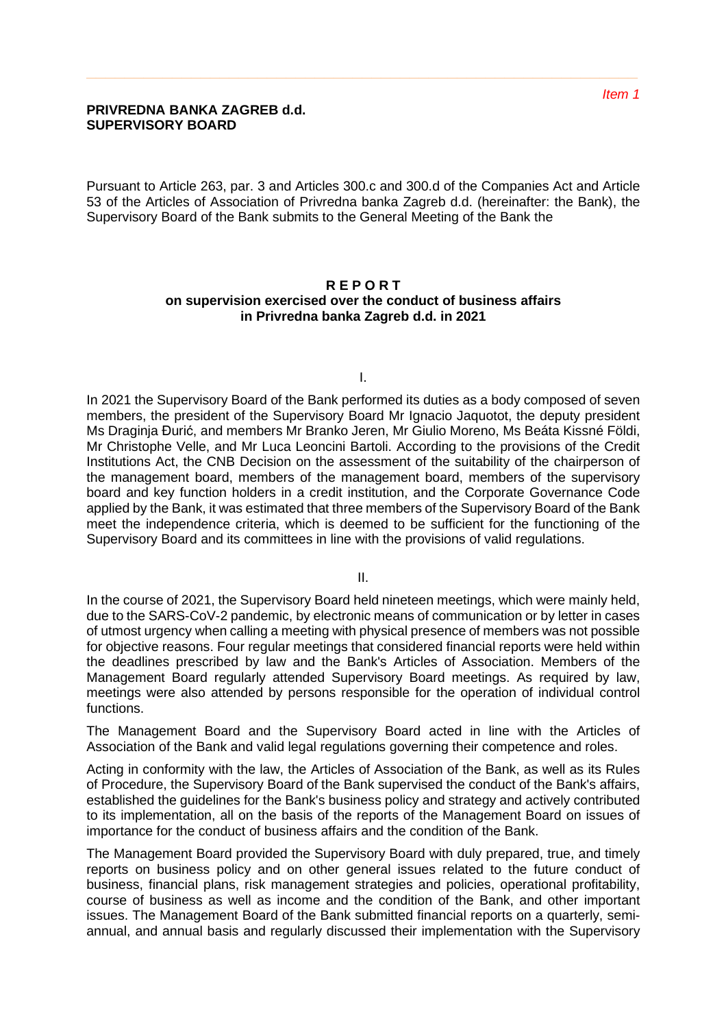*Item 1*

**PRIVREDNA BANKA ZAGREB d.d.**
**SUPERVISORY BOARD**

Pursuant to Article 263, par. 3 and Articles 300.c and 300.d of the Companies Act and Article 53 of the Articles of Association of Privredna banka Zagreb d.d. (hereinafter: the Bank), the Supervisory Board of the Bank submits to the General Meeting of the Bank the

**R E P O R T**
**on supervision exercised over the conduct of business affairs in Privredna banka Zagreb d.d. in 2021**

I.

In 2021 the Supervisory Board of the Bank performed its duties as a body composed of seven members, the president of the Supervisory Board Mr Ignacio Jaquotot, the deputy president Ms Draginja Đurić, and members Mr Branko Jeren, Mr Giulio Moreno, Ms Beáta Kissné Földi, Mr Christophe Velle, and Mr Luca Leoncini Bartoli. According to the provisions of the Credit Institutions Act, the CNB Decision on the assessment of the suitability of the chairperson of the management board, members of the management board, members of the supervisory board and key function holders in a credit institution, and the Corporate Governance Code applied by the Bank, it was estimated that three members of the Supervisory Board of the Bank meet the independence criteria, which is deemed to be sufficient for the functioning of the Supervisory Board and its committees in line with the provisions of valid regulations.

II.

In the course of 2021, the Supervisory Board held nineteen meetings, which were mainly held, due to the SARS-CoV-2 pandemic, by electronic means of communication or by letter in cases of utmost urgency when calling a meeting with physical presence of members was not possible for objective reasons. Four regular meetings that considered financial reports were held within the deadlines prescribed by law and the Bank's Articles of Association. Members of the Management Board regularly attended Supervisory Board meetings. As required by law, meetings were also attended by persons responsible for the operation of individual control functions.

The Management Board and the Supervisory Board acted in line with the Articles of Association of the Bank and valid legal regulations governing their competence and roles.

Acting in conformity with the law, the Articles of Association of the Bank, as well as its Rules of Procedure, the Supervisory Board of the Bank supervised the conduct of the Bank's affairs, established the guidelines for the Bank's business policy and strategy and actively contributed to its implementation, all on the basis of the reports of the Management Board on issues of importance for the conduct of business affairs and the condition of the Bank.

The Management Board provided the Supervisory Board with duly prepared, true, and timely reports on business policy and on other general issues related to the future conduct of business, financial plans, risk management strategies and policies, operational profitability, course of business as well as income and the condition of the Bank, and other important issues. The Management Board of the Bank submitted financial reports on a quarterly, semi-annual, and annual basis and regularly discussed their implementation with the Supervisory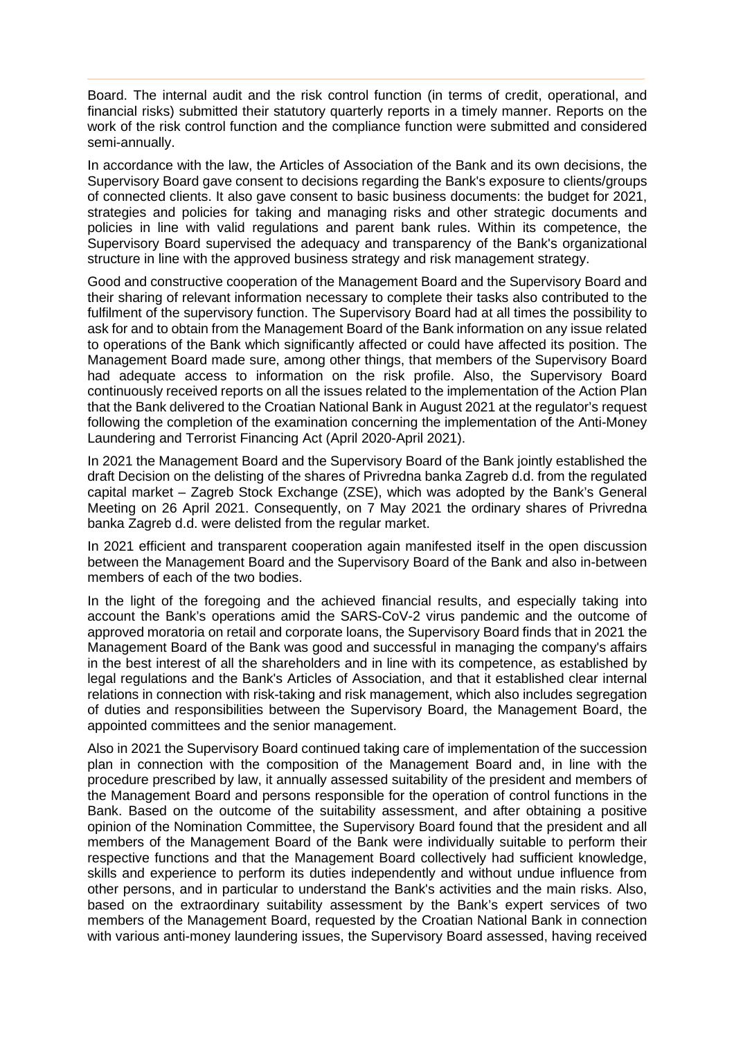Board. The internal audit and the risk control function (in terms of credit, operational, and financial risks) submitted their statutory quarterly reports in a timely manner. Reports on the work of the risk control function and the compliance function were submitted and considered semi-annually.

In accordance with the law, the Articles of Association of the Bank and its own decisions, the Supervisory Board gave consent to decisions regarding the Bank's exposure to clients/groups of connected clients. It also gave consent to basic business documents: the budget for 2021, strategies and policies for taking and managing risks and other strategic documents and policies in line with valid regulations and parent bank rules. Within its competence, the Supervisory Board supervised the adequacy and transparency of the Bank's organizational structure in line with the approved business strategy and risk management strategy.

Good and constructive cooperation of the Management Board and the Supervisory Board and their sharing of relevant information necessary to complete their tasks also contributed to the fulfilment of the supervisory function. The Supervisory Board had at all times the possibility to ask for and to obtain from the Management Board of the Bank information on any issue related to operations of the Bank which significantly affected or could have affected its position. The Management Board made sure, among other things, that members of the Supervisory Board had adequate access to information on the risk profile. Also, the Supervisory Board continuously received reports on all the issues related to the implementation of the Action Plan that the Bank delivered to the Croatian National Bank in August 2021 at the regulator's request following the completion of the examination concerning the implementation of the Anti-Money Laundering and Terrorist Financing Act (April 2020-April 2021).

In 2021 the Management Board and the Supervisory Board of the Bank jointly established the draft Decision on the delisting of the shares of Privredna banka Zagreb d.d. from the regulated capital market – Zagreb Stock Exchange (ZSE), which was adopted by the Bank's General Meeting on 26 April 2021. Consequently, on 7 May 2021 the ordinary shares of Privredna banka Zagreb d.d. were delisted from the regular market.

In 2021 efficient and transparent cooperation again manifested itself in the open discussion between the Management Board and the Supervisory Board of the Bank and also in-between members of each of the two bodies.

In the light of the foregoing and the achieved financial results, and especially taking into account the Bank's operations amid the SARS-CoV-2 virus pandemic and the outcome of approved moratoria on retail and corporate loans, the Supervisory Board finds that in 2021 the Management Board of the Bank was good and successful in managing the company's affairs in the best interest of all the shareholders and in line with its competence, as established by legal regulations and the Bank's Articles of Association, and that it established clear internal relations in connection with risk-taking and risk management, which also includes segregation of duties and responsibilities between the Supervisory Board, the Management Board, the appointed committees and the senior management.

Also in 2021 the Supervisory Board continued taking care of implementation of the succession plan in connection with the composition of the Management Board and, in line with the procedure prescribed by law, it annually assessed suitability of the president and members of the Management Board and persons responsible for the operation of control functions in the Bank. Based on the outcome of the suitability assessment, and after obtaining a positive opinion of the Nomination Committee, the Supervisory Board found that the president and all members of the Management Board of the Bank were individually suitable to perform their respective functions and that the Management Board collectively had sufficient knowledge, skills and experience to perform its duties independently and without undue influence from other persons, and in particular to understand the Bank's activities and the main risks. Also, based on the extraordinary suitability assessment by the Bank's expert services of two members of the Management Board, requested by the Croatian National Bank in connection with various anti-money laundering issues, the Supervisory Board assessed, having received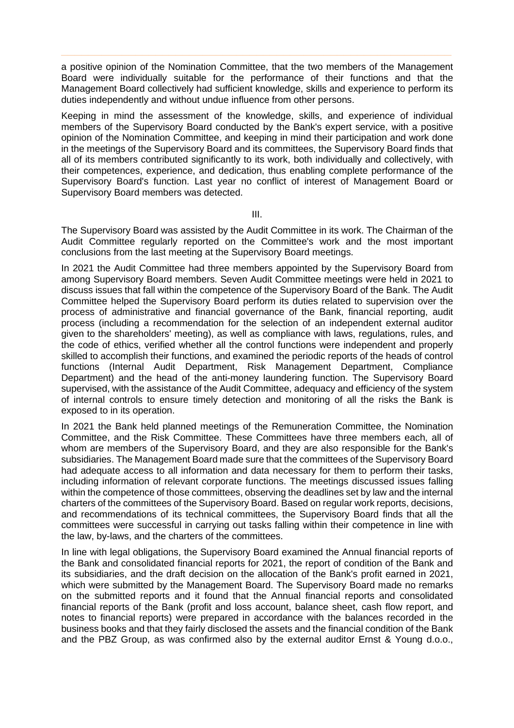a positive opinion of the Nomination Committee, that the two members of the Management Board were individually suitable for the performance of their functions and that the Management Board collectively had sufficient knowledge, skills and experience to perform its duties independently and without undue influence from other persons.

Keeping in mind the assessment of the knowledge, skills, and experience of individual members of the Supervisory Board conducted by the Bank's expert service, with a positive opinion of the Nomination Committee, and keeping in mind their participation and work done in the meetings of the Supervisory Board and its committees, the Supervisory Board finds that all of its members contributed significantly to its work, both individually and collectively, with their competences, experience, and dedication, thus enabling complete performance of the Supervisory Board's function. Last year no conflict of interest of Management Board or Supervisory Board members was detected.

III.

The Supervisory Board was assisted by the Audit Committee in its work. The Chairman of the Audit Committee regularly reported on the Committee's work and the most important conclusions from the last meeting at the Supervisory Board meetings.

In 2021 the Audit Committee had three members appointed by the Supervisory Board from among Supervisory Board members. Seven Audit Committee meetings were held in 2021 to discuss issues that fall within the competence of the Supervisory Board of the Bank. The Audit Committee helped the Supervisory Board perform its duties related to supervision over the process of administrative and financial governance of the Bank, financial reporting, audit process (including a recommendation for the selection of an independent external auditor given to the shareholders' meeting), as well as compliance with laws, regulations, rules, and the code of ethics, verified whether all the control functions were independent and properly skilled to accomplish their functions, and examined the periodic reports of the heads of control functions (Internal Audit Department, Risk Management Department, Compliance Department) and the head of the anti-money laundering function. The Supervisory Board supervised, with the assistance of the Audit Committee, adequacy and efficiency of the system of internal controls to ensure timely detection and monitoring of all the risks the Bank is exposed to in its operation.

In 2021 the Bank held planned meetings of the Remuneration Committee, the Nomination Committee, and the Risk Committee. These Committees have three members each, all of whom are members of the Supervisory Board, and they are also responsible for the Bank's subsidiaries. The Management Board made sure that the committees of the Supervisory Board had adequate access to all information and data necessary for them to perform their tasks, including information of relevant corporate functions. The meetings discussed issues falling within the competence of those committees, observing the deadlines set by law and the internal charters of the committees of the Supervisory Board. Based on regular work reports, decisions, and recommendations of its technical committees, the Supervisory Board finds that all the committees were successful in carrying out tasks falling within their competence in line with the law, by-laws, and the charters of the committees.

In line with legal obligations, the Supervisory Board examined the Annual financial reports of the Bank and consolidated financial reports for 2021, the report of condition of the Bank and its subsidiaries, and the draft decision on the allocation of the Bank's profit earned in 2021, which were submitted by the Management Board. The Supervisory Board made no remarks on the submitted reports and it found that the Annual financial reports and consolidated financial reports of the Bank (profit and loss account, balance sheet, cash flow report, and notes to financial reports) were prepared in accordance with the balances recorded in the business books and that they fairly disclosed the assets and the financial condition of the Bank and the PBZ Group, as was confirmed also by the external auditor Ernst & Young d.o.o.,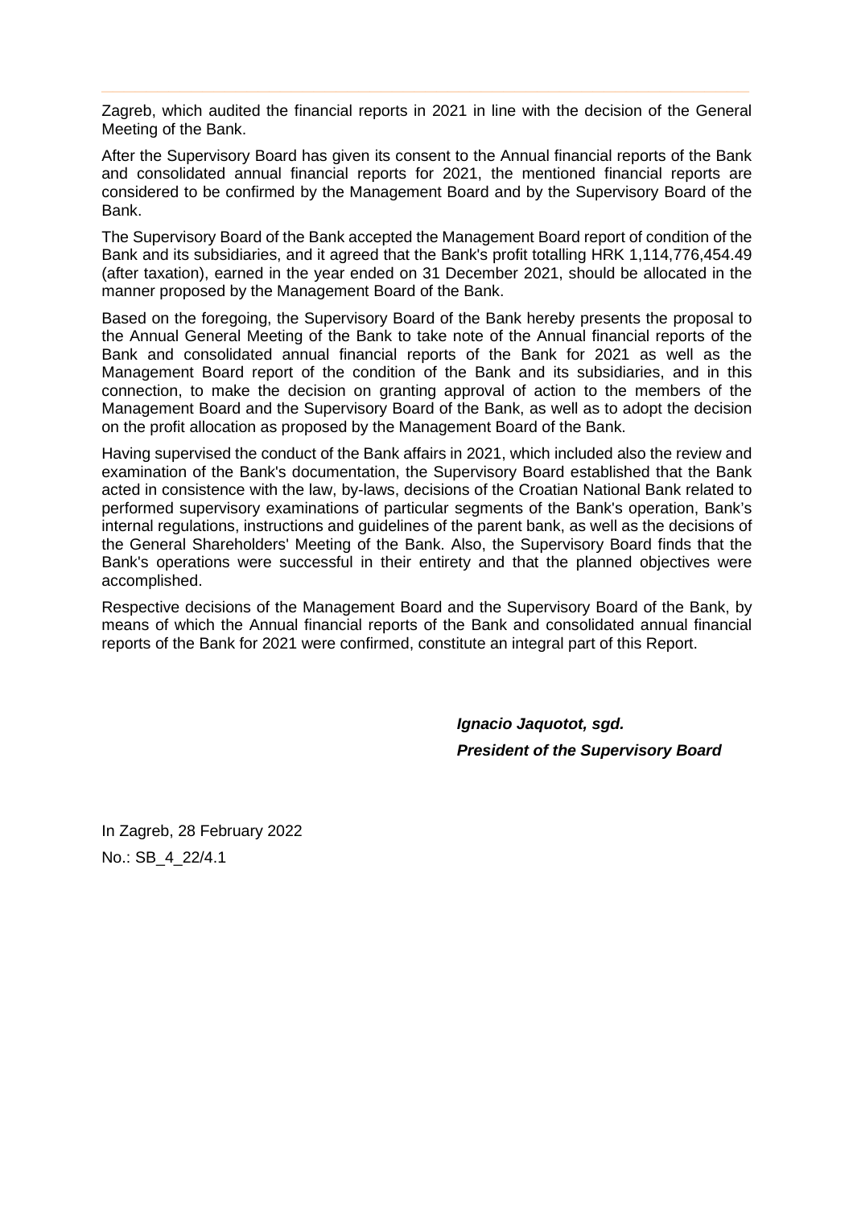Zagreb, which audited the financial reports in 2021 in line with the decision of the General Meeting of the Bank.

After the Supervisory Board has given its consent to the Annual financial reports of the Bank and consolidated annual financial reports for 2021, the mentioned financial reports are considered to be confirmed by the Management Board and by the Supervisory Board of the Bank.

The Supervisory Board of the Bank accepted the Management Board report of condition of the Bank and its subsidiaries, and it agreed that the Bank's profit totalling HRK 1,114,776,454.49 (after taxation), earned in the year ended on 31 December 2021, should be allocated in the manner proposed by the Management Board of the Bank.

Based on the foregoing, the Supervisory Board of the Bank hereby presents the proposal to the Annual General Meeting of the Bank to take note of the Annual financial reports of the Bank and consolidated annual financial reports of the Bank for 2021 as well as the Management Board report of the condition of the Bank and its subsidiaries, and in this connection, to make the decision on granting approval of action to the members of the Management Board and the Supervisory Board of the Bank, as well as to adopt the decision on the profit allocation as proposed by the Management Board of the Bank.

Having supervised the conduct of the Bank affairs in 2021, which included also the review and examination of the Bank's documentation, the Supervisory Board established that the Bank acted in consistence with the law, by-laws, decisions of the Croatian National Bank related to performed supervisory examinations of particular segments of the Bank's operation, Bank's internal regulations, instructions and guidelines of the parent bank, as well as the decisions of the General Shareholders' Meeting of the Bank. Also, the Supervisory Board finds that the Bank's operations were successful in their entirety and that the planned objectives were accomplished.

Respective decisions of the Management Board and the Supervisory Board of the Bank, by means of which the Annual financial reports of the Bank and consolidated annual financial reports of the Bank for 2021 were confirmed, constitute an integral part of this Report.

***Ignacio Jaquotot, sgd.***

***President of the Supervisory Board***

In Zagreb, 28 February 2022

No.: SB_4_22/4.1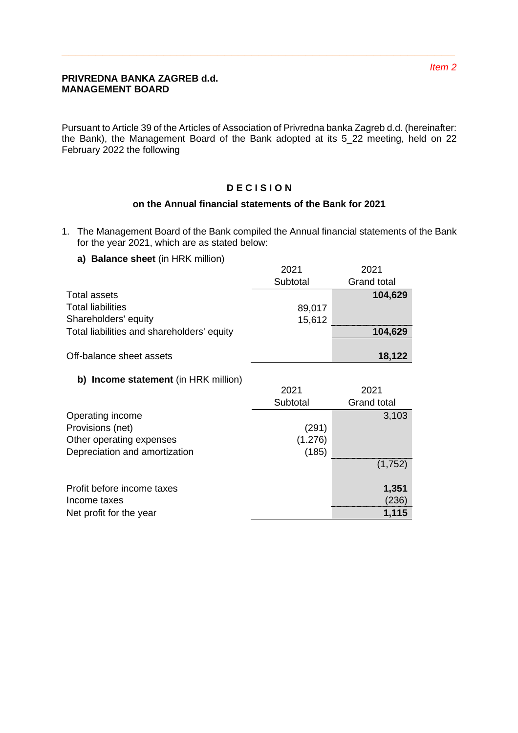*Item 2*

**PRIVREDNA BANKA ZAGREB d.d.**
**MANAGEMENT BOARD**

Pursuant to Article 39 of the Articles of Association of Privredna banka Zagreb d.d. (hereinafter: the Bank), the Management Board of the Bank adopted at its 5_22 meeting, held on 22 February 2022 the following

## D E C I S I O N

### on the Annual financial statements of the Bank for 2021

1. The Management Board of the Bank compiled the Annual financial statements of the Bank for the year 2021, which are as stated below:

**a) Balance sheet** (in HRK million)

| | 2021 Subtotal | 2021 Grand total |
|---|---|---|
| Total assets | | **104,629** |
| Total liabilities | 89,017 | |
| Shareholders' equity | 15,612 | |
| Total liabilities and shareholders' equity | | **104,629** |
| | | |
| Off-balance sheet assets | | **18,122** |

**b) Income statement** (in HRK million)

| | 2021 Subtotal | 2021 Grand total |
|---|---|---|
| Operating income | | 3,103 |
| Provisions (net) | (291) | |
| Other operating expenses | (1.276) | |
| Depreciation and amortization | (185) | |
| | | (1,752) |
| | | |
| Profit before income taxes | | **1,351** |
| Income taxes | | (236) |
| Net profit for the year | | **1,115** |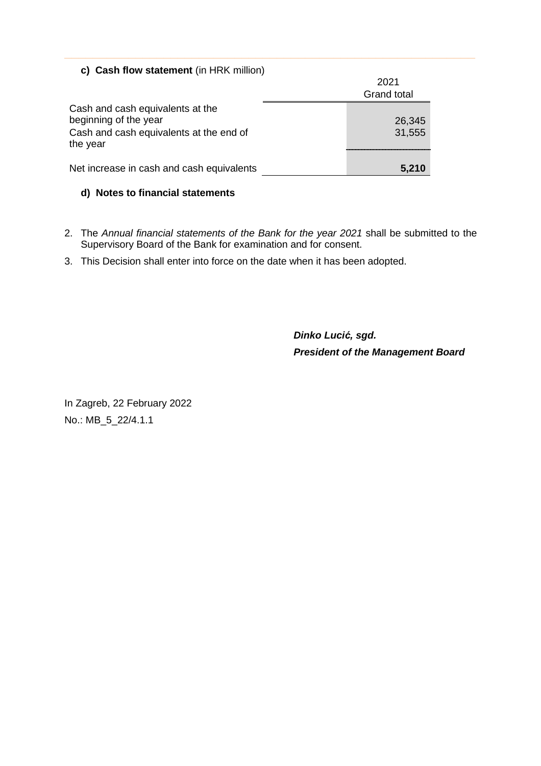**c) Cash flow statement** (in HRK million)

| | 2021<br>Grand total |
|---|---|
| Cash and cash equivalents at the beginning of the year | 26,345 |
| Cash and cash equivalents at the end of the year | 31,555 |
| Net increase in cash and cash equivalents | **5,210** |

**d) Notes to financial statements**

2. The *Annual financial statements of the Bank for the year 2021* shall be submitted to the Supervisory Board of the Bank for examination and for consent.
3. This Decision shall enter into force on the date when it has been adopted.

***Dinko Lucić, sgd.***
***President of the Management Board***

In Zagreb, 22 February 2022
No.: MB_5_22/4.1.1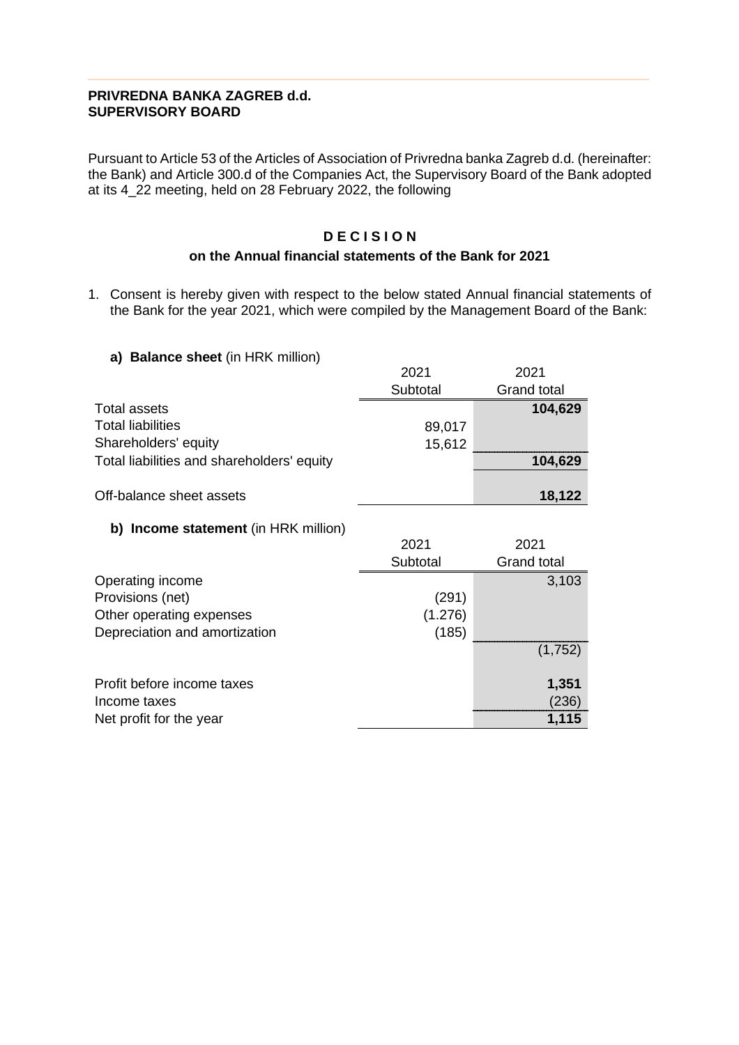**PRIVREDNA BANKA ZAGREB d.d.**
**SUPERVISORY BOARD**

Pursuant to Article 53 of the Articles of Association of Privredna banka Zagreb d.d. (hereinafter: the Bank) and Article 300.d of the Companies Act, the Supervisory Board of the Bank adopted at its 4_22 meeting, held on 28 February 2022, the following

## D E C I S I O N

### on the Annual financial statements of the Bank for 2021

1. Consent is hereby given with respect to the below stated Annual financial statements of the Bank for the year 2021, which were compiled by the Management Board of the Bank:

**a) Balance sheet** (in HRK million)

| | 2021 Subtotal | 2021 Grand total |
|---|---|---|
| Total assets | | **104,629** |
| Total liabilities | 89,017 | |
| Shareholders' equity | 15,612 | |
| Total liabilities and shareholders' equity | | **104,629** |
| | | |
| Off-balance sheet assets | | **18,122** |

**b) Income statement** (in HRK million)

| | 2021 Subtotal | 2021 Grand total |
|---|---|---|
| Operating income | | 3,103 |
| Provisions (net) | (291) | |
| Other operating expenses | (1.276) | |
| Depreciation and amortization | (185) | |
| | | (1,752) |
| | | |
| Profit before income taxes | | **1,351** |
| Income taxes | | (236) |
| Net profit for the year | | **1,115** |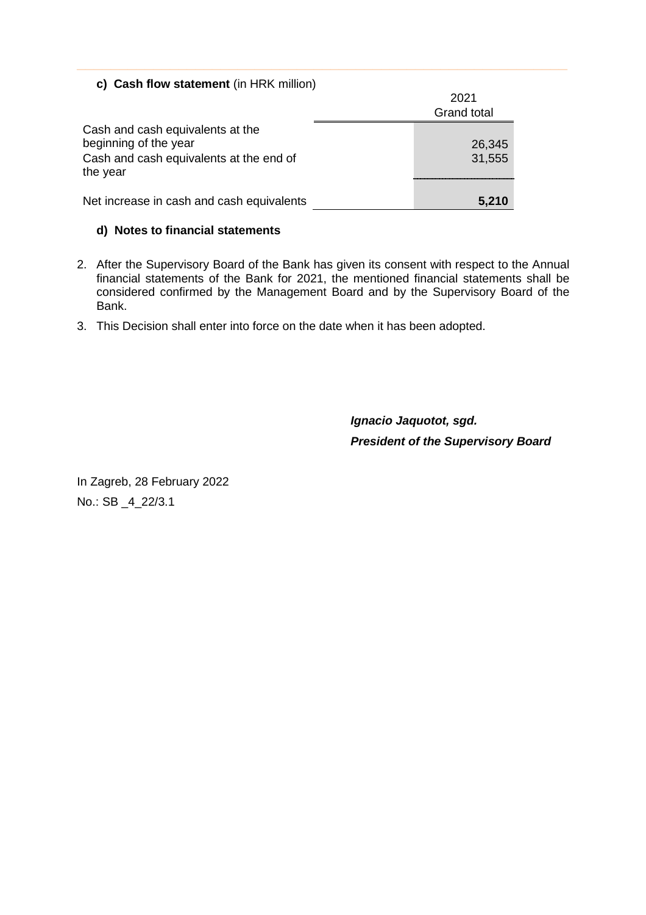**c) Cash flow statement** (in HRK million)

| | 2021 Grand total |
|---|---|
| Cash and cash equivalents at the beginning of the year | 26,345 |
| Cash and cash equivalents at the end of the year | 31,555 |
| Net increase in cash and cash equivalents | **5,210** |

**d) Notes to financial statements**

2. After the Supervisory Board of the Bank has given its consent with respect to the Annual financial statements of the Bank for 2021, the mentioned financial statements shall be considered confirmed by the Management Board and by the Supervisory Board of the Bank.
3. This Decision shall enter into force on the date when it has been adopted.

***Ignacio Jaquotot, sgd.***

***President of the Supervisory Board***

In Zagreb, 28 February 2022

No.: SB _4_22/3.1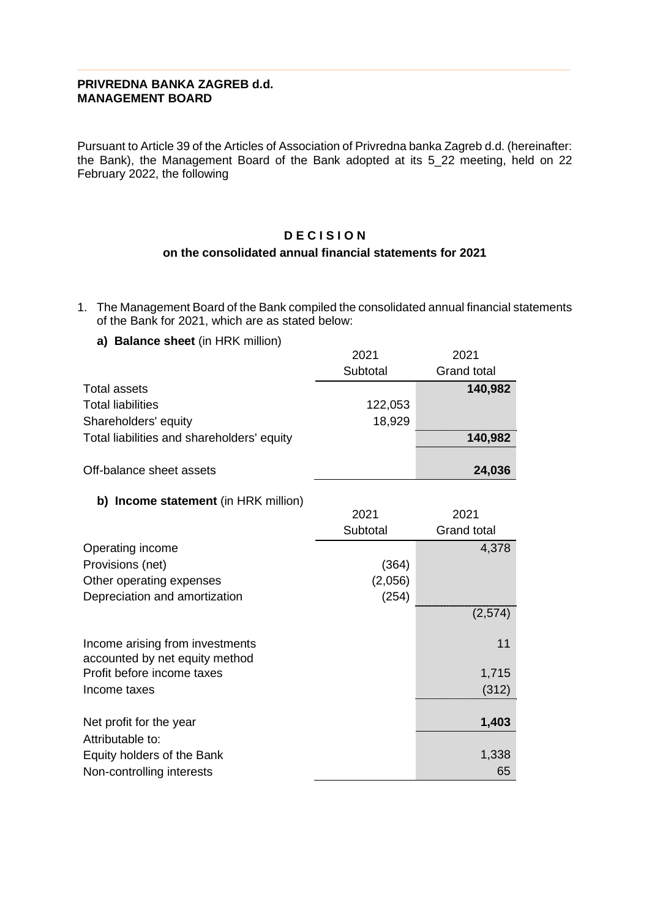**PRIVREDNA BANKA ZAGREB d.d.**
**MANAGEMENT BOARD**

Pursuant to Article 39 of the Articles of Association of Privredna banka Zagreb d.d. (hereinafter: the Bank), the Management Board of the Bank adopted at its 5_22 meeting, held on 22 February 2022, the following

# D E C I S I O N

## on the consolidated annual financial statements for 2021

1. The Management Board of the Bank compiled the consolidated annual financial statements of the Bank for 2021, which are as stated below:

**a) Balance sheet** (in HRK million)

| | 2021 Subtotal | 2021 Grand total |
|---|---|---|
| Total assets | | **140,982** |
| Total liabilities | 122,053 | |
| Shareholders' equity | 18,929 | |
| Total liabilities and shareholders' equity | | **140,982** |
| | | |
| Off-balance sheet assets | | **24,036** |

**b) Income statement** (in HRK million)

| | 2021 Subtotal | 2021 Grand total |
|---|---|---|
| Operating income | | 4,378 |
| Provisions (net) | (364) | |
| Other operating expenses | (2,056) | |
| Depreciation and amortization | (254) | |
| | | (2,574) |
| | | |
| Income arising from investments accounted by net equity method | | 11 |
| Profit before income taxes | | 1,715 |
| Income taxes | | (312) |
| | | |
| Net profit for the year | | **1,403** |
| Attributable to: | | |
| Equity holders of the Bank | | 1,338 |
| Non-controlling interests | | 65 |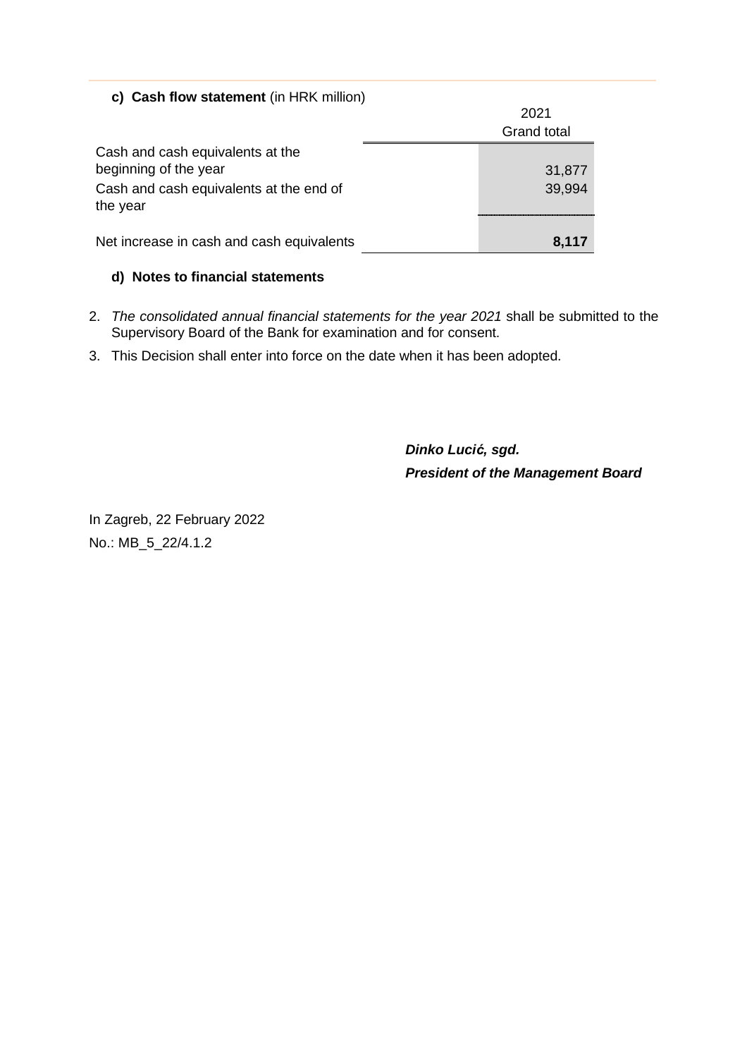**c) Cash flow statement** (in HRK million)

| | 2021 Grand total |
|---|---|
| Cash and cash equivalents at the beginning of the year | 31,877 |
| Cash and cash equivalents at the end of the year | 39,994 |
| Net increase in cash and cash equivalents | **8,117** |

**d) Notes to financial statements**

2. *The consolidated annual financial statements for the year 2021* shall be submitted to the Supervisory Board of the Bank for examination and for consent.
3. This Decision shall enter into force on the date when it has been adopted.

***Dinko Lucić, sgd.***

***President of the Management Board***

In Zagreb, 22 February 2022

No.: MB_5_22/4.1.2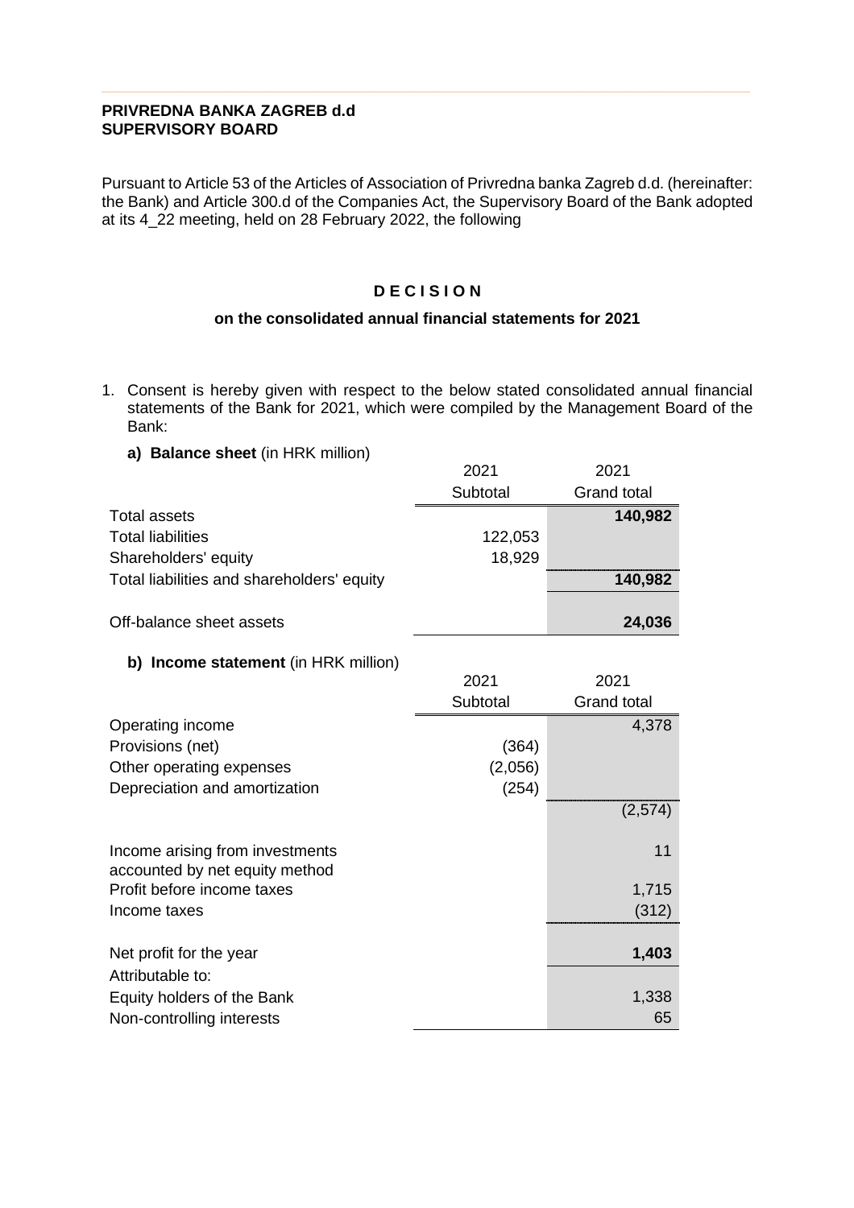**PRIVREDNA BANKA ZAGREB d.d**
**SUPERVISORY BOARD**

Pursuant to Article 53 of the Articles of Association of Privredna banka Zagreb d.d. (hereinafter: the Bank) and Article 300.d of the Companies Act, the Supervisory Board of the Bank adopted at its 4_22 meeting, held on 28 February 2022, the following

## D E C I S I O N

### on the consolidated annual financial statements for 2021

1. Consent is hereby given with respect to the below stated consolidated annual financial statements of the Bank for 2021, which were compiled by the Management Board of the Bank:

   **a) Balance sheet** (in HRK million)

| | 2021 Subtotal | 2021 Grand total |
|---|---|---|
| Total assets | | **140,982** |
| Total liabilities | 122,053 | |
| Shareholders' equity | 18,929 | |
| Total liabilities and shareholders' equity | | **140,982** |
| Off-balance sheet assets | | **24,036** |

   **b) Income statement** (in HRK million)

| | 2021 Subtotal | 2021 Grand total |
|---|---|---|
| Operating income | | 4,378 |
| Provisions (net) | (364) | |
| Other operating expenses | (2,056) | |
| Depreciation and amortization | (254) | |
| | | (2,574) |
| Income arising from investments accounted by net equity method | | 11 |
| Profit before income taxes | | 1,715 |
| Income taxes | | (312) |
| Net profit for the year | | **1,403** |
| Attributable to: | | |
| Equity holders of the Bank | | 1,338 |
| Non-controlling interests | | 65 |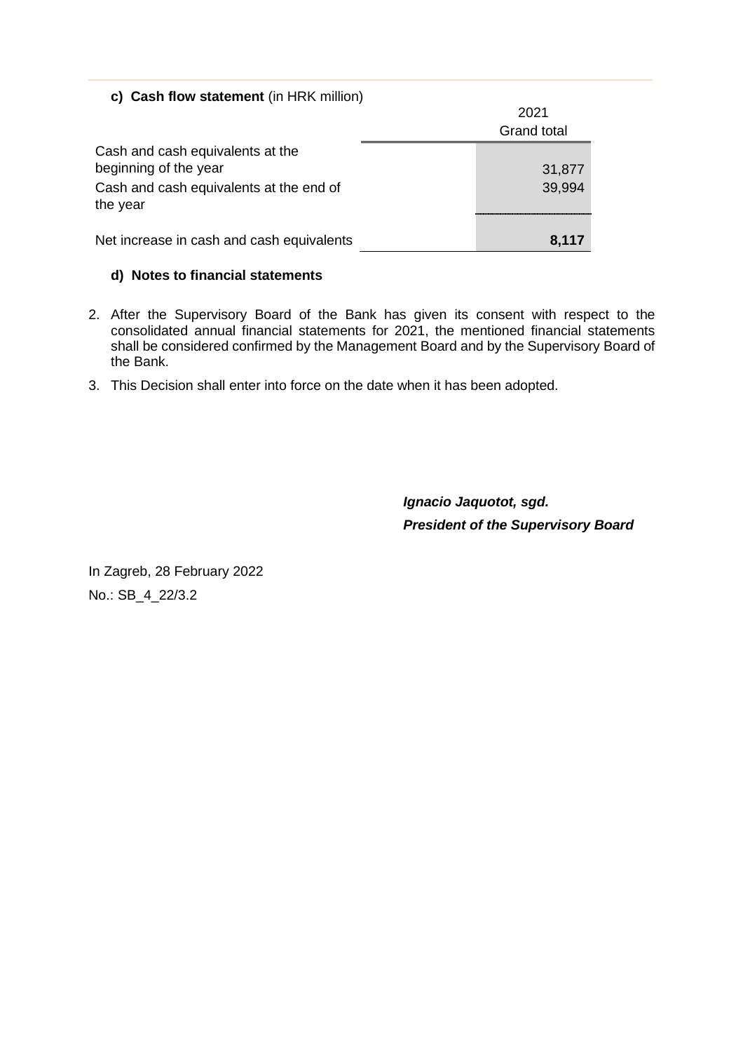**c) Cash flow statement** (in HRK million)

| | 2021 Grand total |
|---|---|
| Cash and cash equivalents at the beginning of the year | 31,877 |
| Cash and cash equivalents at the end of the year | 39,994 |
| Net increase in cash and cash equivalents | **8,117** |

**d) Notes to financial statements**

2. After the Supervisory Board of the Bank has given its consent with respect to the consolidated annual financial statements for 2021, the mentioned financial statements shall be considered confirmed by the Management Board and by the Supervisory Board of the Bank.

3. This Decision shall enter into force on the date when it has been adopted.

***Ignacio Jaquotot, sgd.***
***President of the Supervisory Board***

In Zagreb, 28 February 2022

No.: SB_4_22/3.2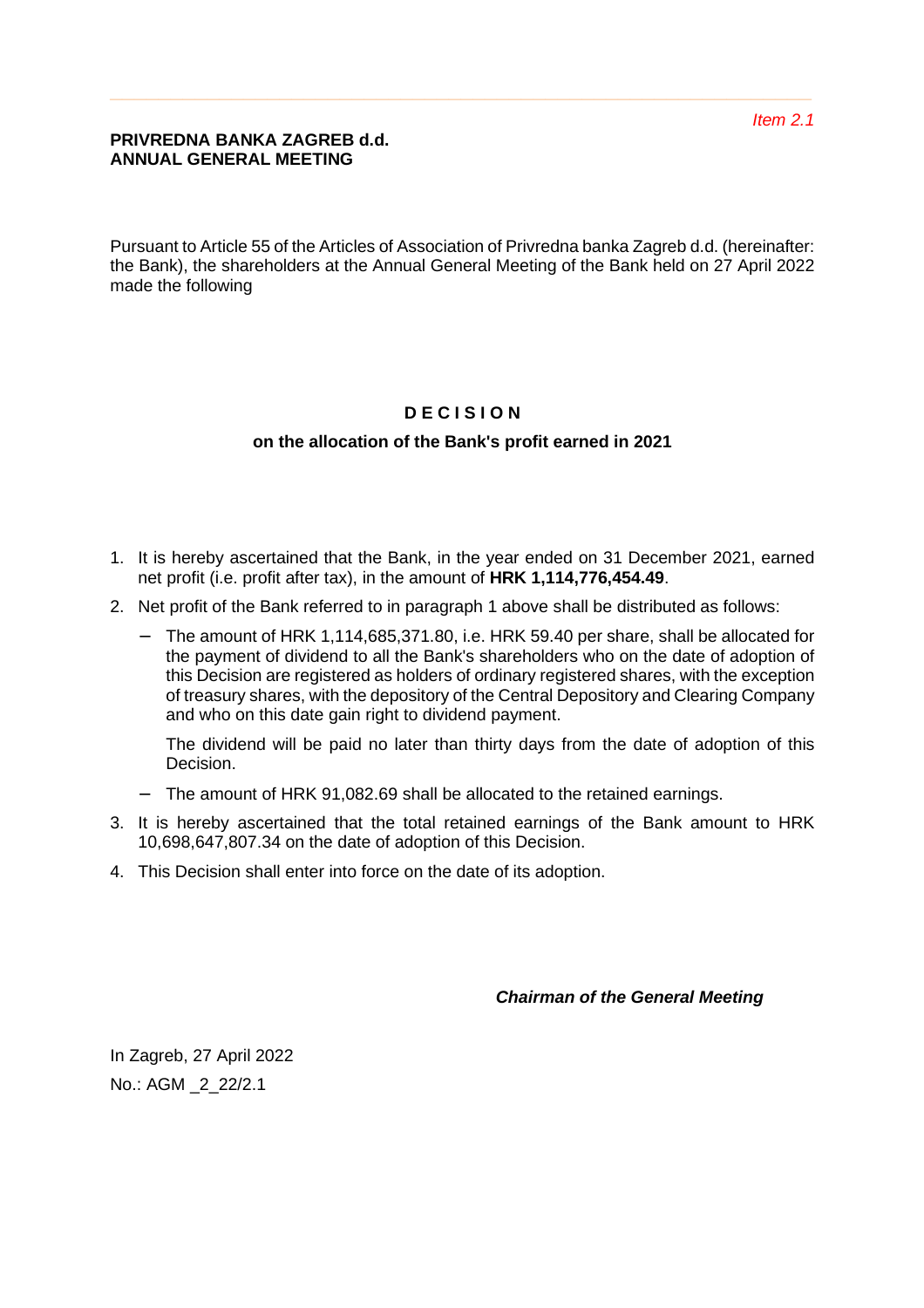*Item 2.1*

**PRIVREDNA BANKA ZAGREB d.d.**
**ANNUAL GENERAL MEETING**

Pursuant to Article 55 of the Articles of Association of Privredna banka Zagreb d.d. (hereinafter: the Bank), the shareholders at the Annual General Meeting of the Bank held on 27 April 2022 made the following

## D E C I S I O N

### on the allocation of the Bank's profit earned in 2021

1. It is hereby ascertained that the Bank, in the year ended on 31 December 2021, earned net profit (i.e. profit after tax), in the amount of **HRK 1,114,776,454.49**.
2. Net profit of the Bank referred to in paragraph 1 above shall be distributed as follows:
   - The amount of HRK 1,114,685,371.80, i.e. HRK 59.40 per share, shall be allocated for the payment of dividend to all the Bank's shareholders who on the date of adoption of this Decision are registered as holders of ordinary registered shares, with the exception of treasury shares, with the depository of the Central Depository and Clearing Company and who on this date gain right to dividend payment.

     The dividend will be paid no later than thirty days from the date of adoption of this Decision.
   - The amount of HRK 91,082.69 shall be allocated to the retained earnings.
3. It is hereby ascertained that the total retained earnings of the Bank amount to HRK 10,698,647,807.34 on the date of adoption of this Decision.
4. This Decision shall enter into force on the date of its adoption.

***Chairman of the General Meeting***

In Zagreb, 27 April 2022

No.: AGM _2_22/2.1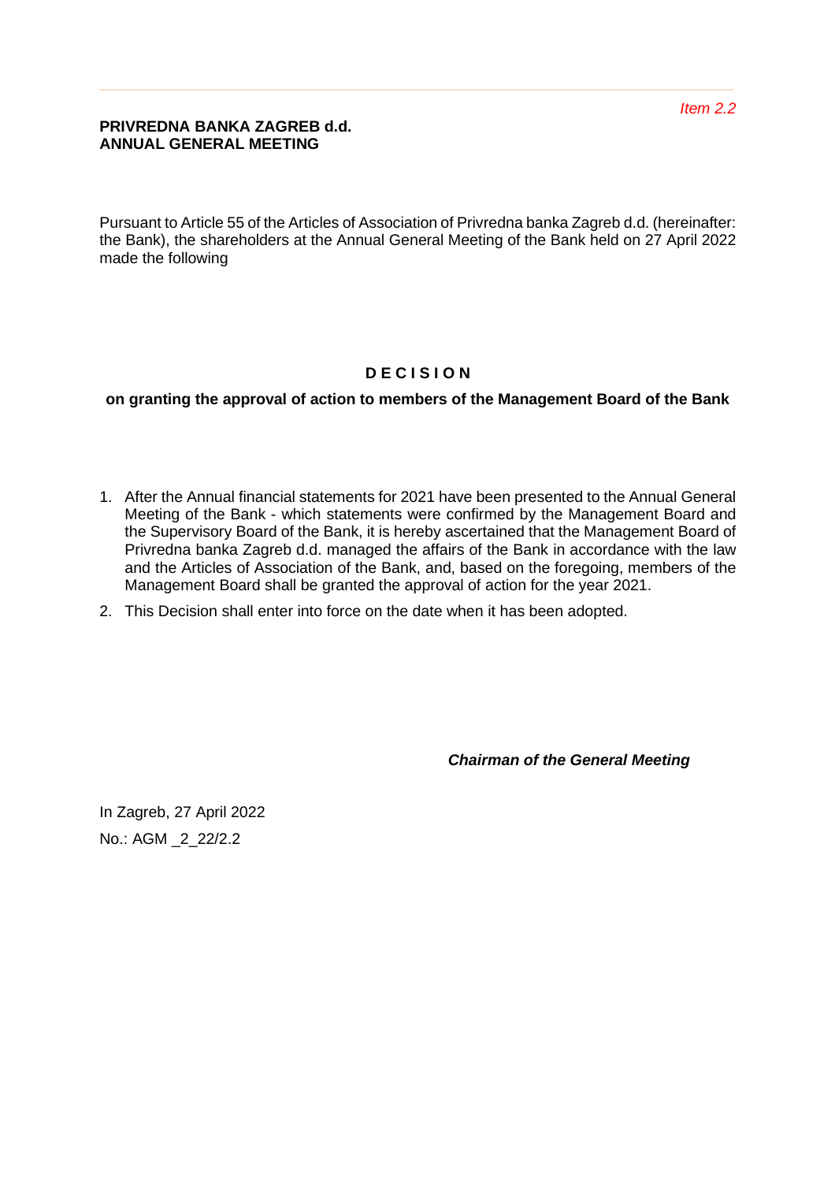*Item 2.2*

**PRIVREDNA BANKA ZAGREB d.d.**
**ANNUAL GENERAL MEETING**

Pursuant to Article 55 of the Articles of Association of Privredna banka Zagreb d.d. (hereinafter: the Bank), the shareholders at the Annual General Meeting of the Bank held on 27 April 2022 made the following

## D E C I S I O N

**on granting the approval of action to members of the Management Board of the Bank**

1. After the Annual financial statements for 2021 have been presented to the Annual General Meeting of the Bank - which statements were confirmed by the Management Board and the Supervisory Board of the Bank, it is hereby ascertained that the Management Board of Privredna banka Zagreb d.d. managed the affairs of the Bank in accordance with the law and the Articles of Association of the Bank, and, based on the foregoing, members of the Management Board shall be granted the approval of action for the year 2021.
2. This Decision shall enter into force on the date when it has been adopted.

***Chairman of the General Meeting***

In Zagreb, 27 April 2022

No.: AGM _2_22/2.2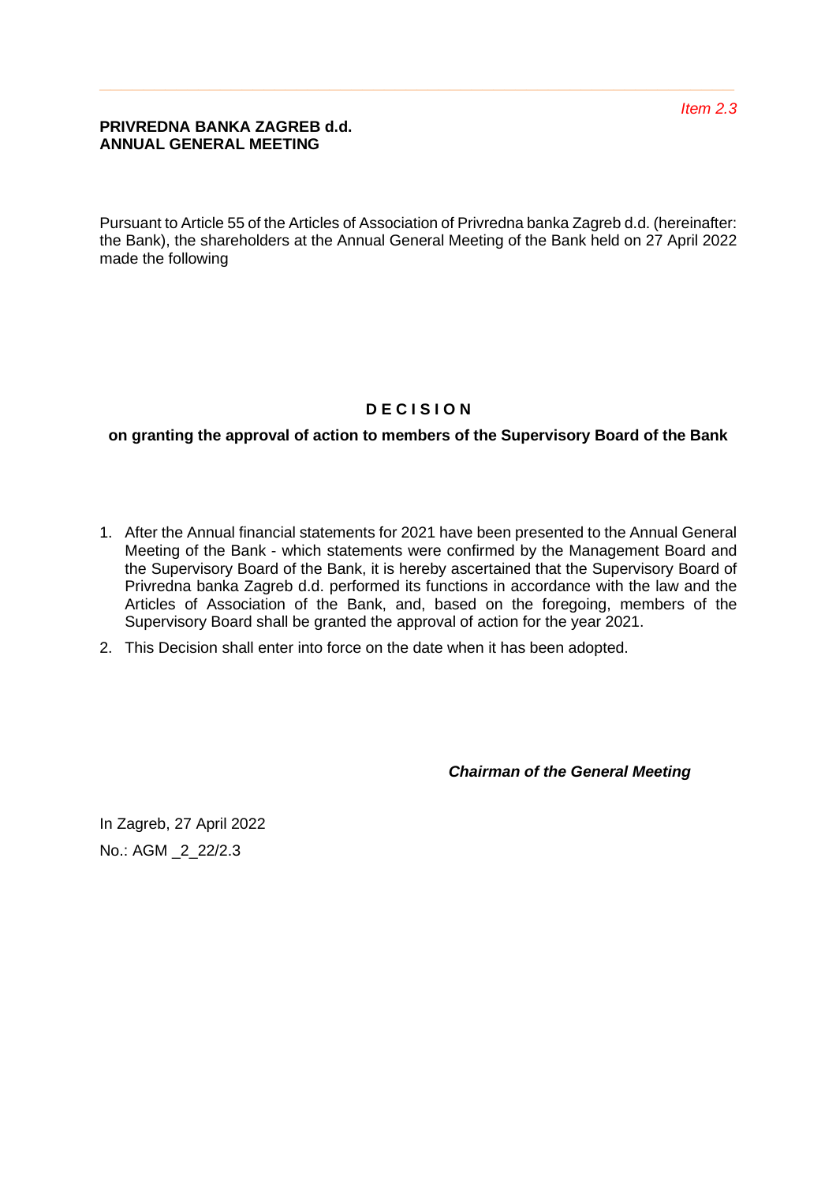*Item 2.3*

**PRIVREDNA BANKA ZAGREB d.d.**
**ANNUAL GENERAL MEETING**

Pursuant to Article 55 of the Articles of Association of Privredna banka Zagreb d.d. (hereinafter: the Bank), the shareholders at the Annual General Meeting of the Bank held on 27 April 2022 made the following

## D E C I S I O N

### on granting the approval of action to members of the Supervisory Board of the Bank

1. After the Annual financial statements for 2021 have been presented to the Annual General Meeting of the Bank - which statements were confirmed by the Management Board and the Supervisory Board of the Bank, it is hereby ascertained that the Supervisory Board of Privredna banka Zagreb d.d. performed its functions in accordance with the law and the Articles of Association of the Bank, and, based on the foregoing, members of the Supervisory Board shall be granted the approval of action for the year 2021.
2. This Decision shall enter into force on the date when it has been adopted.

***Chairman of the General Meeting***

In Zagreb, 27 April 2022

No.: AGM _2_22/2.3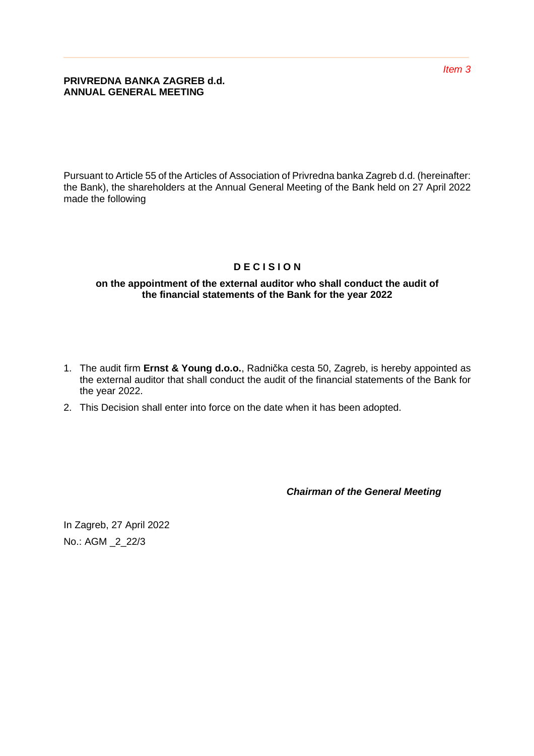*Item 3*

**PRIVREDNA BANKA ZAGREB d.d.**
**ANNUAL GENERAL MEETING**

Pursuant to Article 55 of the Articles of Association of Privredna banka Zagreb d.d. (hereinafter: the Bank), the shareholders at the Annual General Meeting of the Bank held on 27 April 2022 made the following

## D E C I S I O N

**on the appointment of the external auditor who shall conduct the audit of the financial statements of the Bank for the year 2022**

1. The audit firm **Ernst & Young d.o.o.**, Radnička cesta 50, Zagreb, is hereby appointed as the external auditor that shall conduct the audit of the financial statements of the Bank for the year 2022.
2. This Decision shall enter into force on the date when it has been adopted.

***Chairman of the General Meeting***

In Zagreb, 27 April 2022

No.: AGM _2_22/3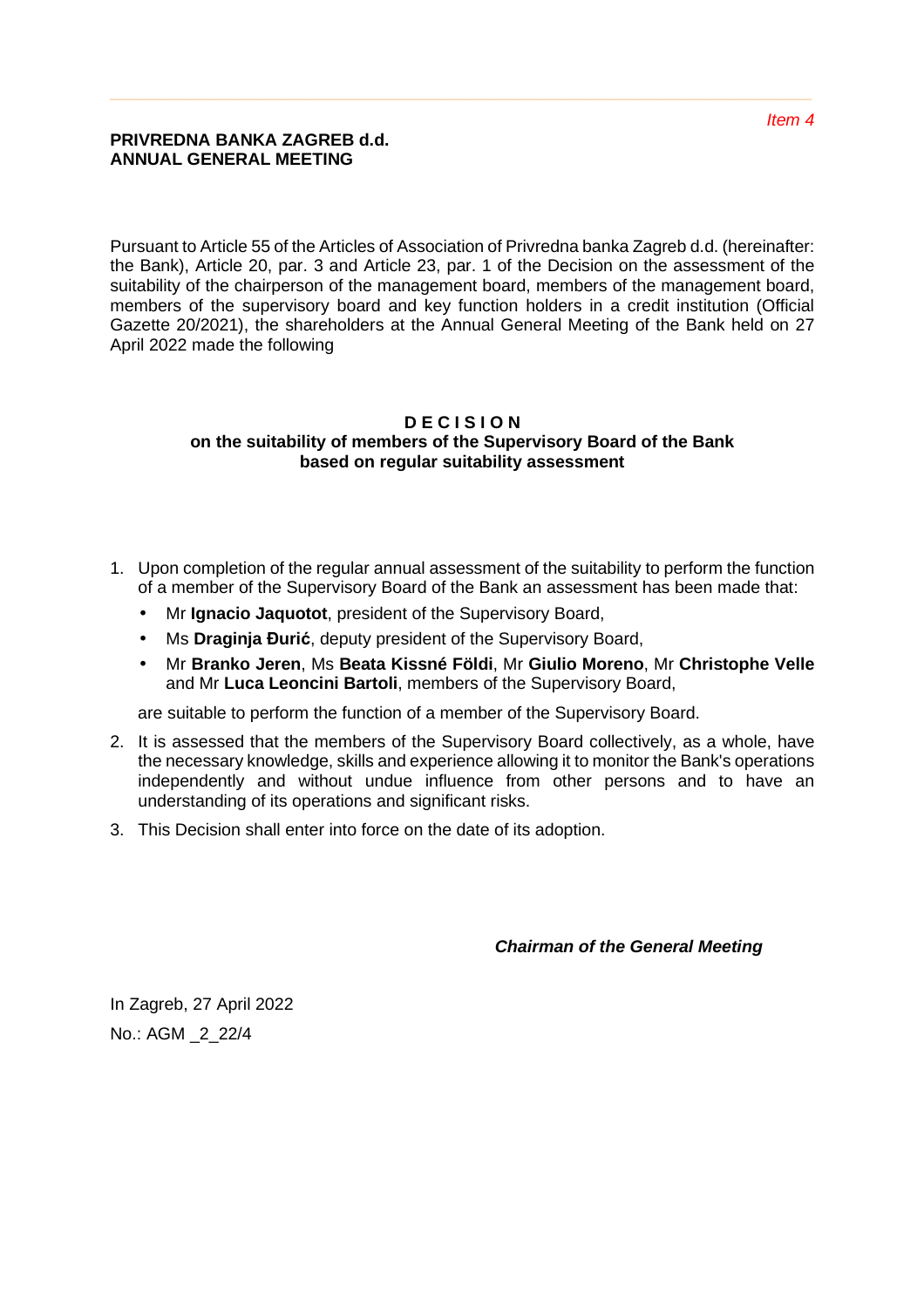*Item 4*

**PRIVREDNA BANKA ZAGREB d.d.**
**ANNUAL GENERAL MEETING**

Pursuant to Article 55 of the Articles of Association of Privredna banka Zagreb d.d. (hereinafter: the Bank), Article 20, par. 3 and Article 23, par. 1 of the Decision on the assessment of the suitability of the chairperson of the management board, members of the management board, members of the supervisory board and key function holders in a credit institution (Official Gazette 20/2021), the shareholders at the Annual General Meeting of the Bank held on 27 April 2022 made the following

**D E C I S I O N**
**on the suitability of members of the Supervisory Board of the Bank based on regular suitability assessment**

1. Upon completion of the regular annual assessment of the suitability to perform the function of a member of the Supervisory Board of the Bank an assessment has been made that:
   - Mr **Ignacio Jaquotot**, president of the Supervisory Board,
   - Ms **Draginja Đurić**, deputy president of the Supervisory Board,
   - Mr **Branko Jeren**, Ms **Beata Kissné Földi**, Mr **Giulio Moreno**, Mr **Christophe Velle** and Mr **Luca Leoncini Bartoli**, members of the Supervisory Board,

   are suitable to perform the function of a member of the Supervisory Board.
2. It is assessed that the members of the Supervisory Board collectively, as a whole, have the necessary knowledge, skills and experience allowing it to monitor the Bank's operations independently and without undue influence from other persons and to have an understanding of its operations and significant risks.
3. This Decision shall enter into force on the date of its adoption.

***Chairman of the General Meeting***

In Zagreb, 27 April 2022

No.: AGM _2_22/4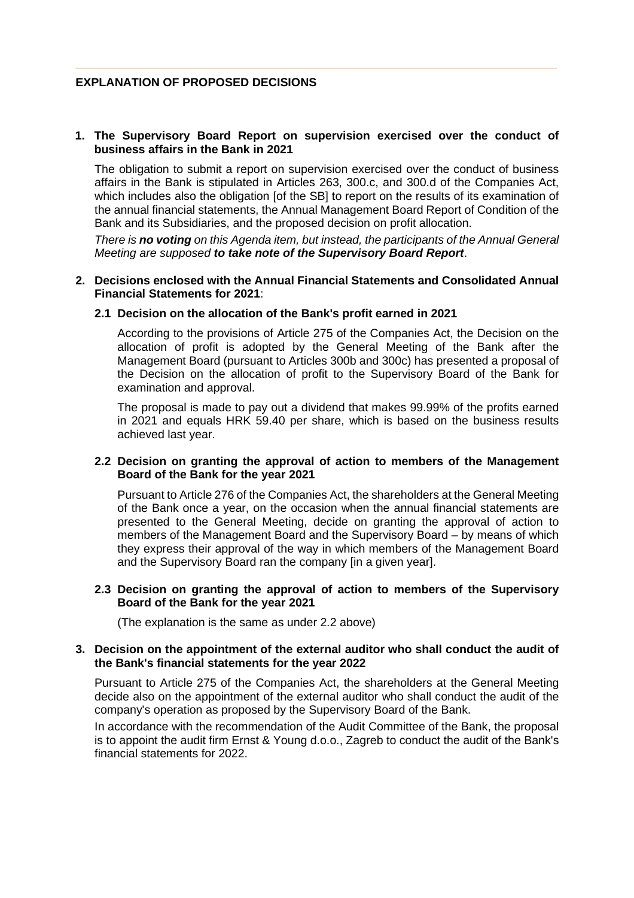## EXPLANATION OF PROPOSED DECISIONS

1. **The Supervisory Board Report on supervision exercised over the conduct of business affairs in the Bank in 2021**

   The obligation to submit a report on supervision exercised over the conduct of business affairs in the Bank is stipulated in Articles 263, 300.c, and 300.d of the Companies Act, which includes also the obligation [of the SB] to report on the results of its examination of the annual financial statements, the Annual Management Board Report of Condition of the Bank and its Subsidiaries, and the proposed decision on profit allocation.

   *There is **no voting** on this Agenda item, but instead, the participants of the Annual General Meeting are supposed **to take note of the Supervisory Board Report**.*

2. **Decisions enclosed with the Annual Financial Statements and Consolidated Annual Financial Statements for 2021**:

   **2.1 Decision on the allocation of the Bank's profit earned in 2021**

   According to the provisions of Article 275 of the Companies Act, the Decision on the allocation of profit is adopted by the General Meeting of the Bank after the Management Board (pursuant to Articles 300b and 300c) has presented a proposal of the Decision on the allocation of profit to the Supervisory Board of the Bank for examination and approval.

   The proposal is made to pay out a dividend that makes 99.99% of the profits earned in 2021 and equals HRK 59.40 per share, which is based on the business results achieved last year.

   **2.2 Decision on granting the approval of action to members of the Management Board of the Bank for the year 2021**

   Pursuant to Article 276 of the Companies Act, the shareholders at the General Meeting of the Bank once a year, on the occasion when the annual financial statements are presented to the General Meeting, decide on granting the approval of action to members of the Management Board and the Supervisory Board – by means of which they express their approval of the way in which members of the Management Board and the Supervisory Board ran the company [in a given year].

   **2.3 Decision on granting the approval of action to members of the Supervisory Board of the Bank for the year 2021**

   (The explanation is the same as under 2.2 above)

3. **Decision on the appointment of the external auditor who shall conduct the audit of the Bank's financial statements for the year 2022**

   Pursuant to Article 275 of the Companies Act, the shareholders at the General Meeting decide also on the appointment of the external auditor who shall conduct the audit of the company's operation as proposed by the Supervisory Board of the Bank.

   In accordance with the recommendation of the Audit Committee of the Bank, the proposal is to appoint the audit firm Ernst & Young d.o.o., Zagreb to conduct the audit of the Bank's financial statements for 2022.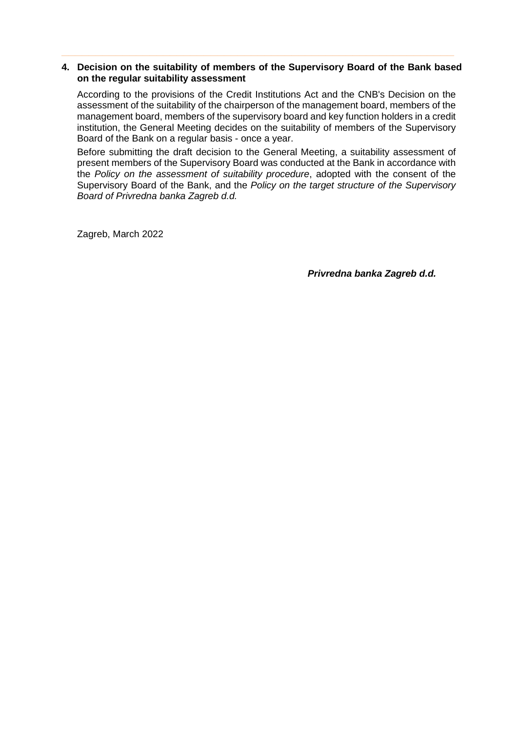**4. Decision on the suitability of members of the Supervisory Board of the Bank based on the regular suitability assessment**

According to the provisions of the Credit Institutions Act and the CNB's Decision on the assessment of the suitability of the chairperson of the management board, members of the management board, members of the supervisory board and key function holders in a credit institution, the General Meeting decides on the suitability of members of the Supervisory Board of the Bank on a regular basis - once a year.

Before submitting the draft decision to the General Meeting, a suitability assessment of present members of the Supervisory Board was conducted at the Bank in accordance with the *Policy on the assessment of suitability procedure*, adopted with the consent of the Supervisory Board of the Bank, and the *Policy on the target structure of the Supervisory Board of Privredna banka Zagreb d.d.*

Zagreb, March 2022

***Privredna banka Zagreb d.d.***